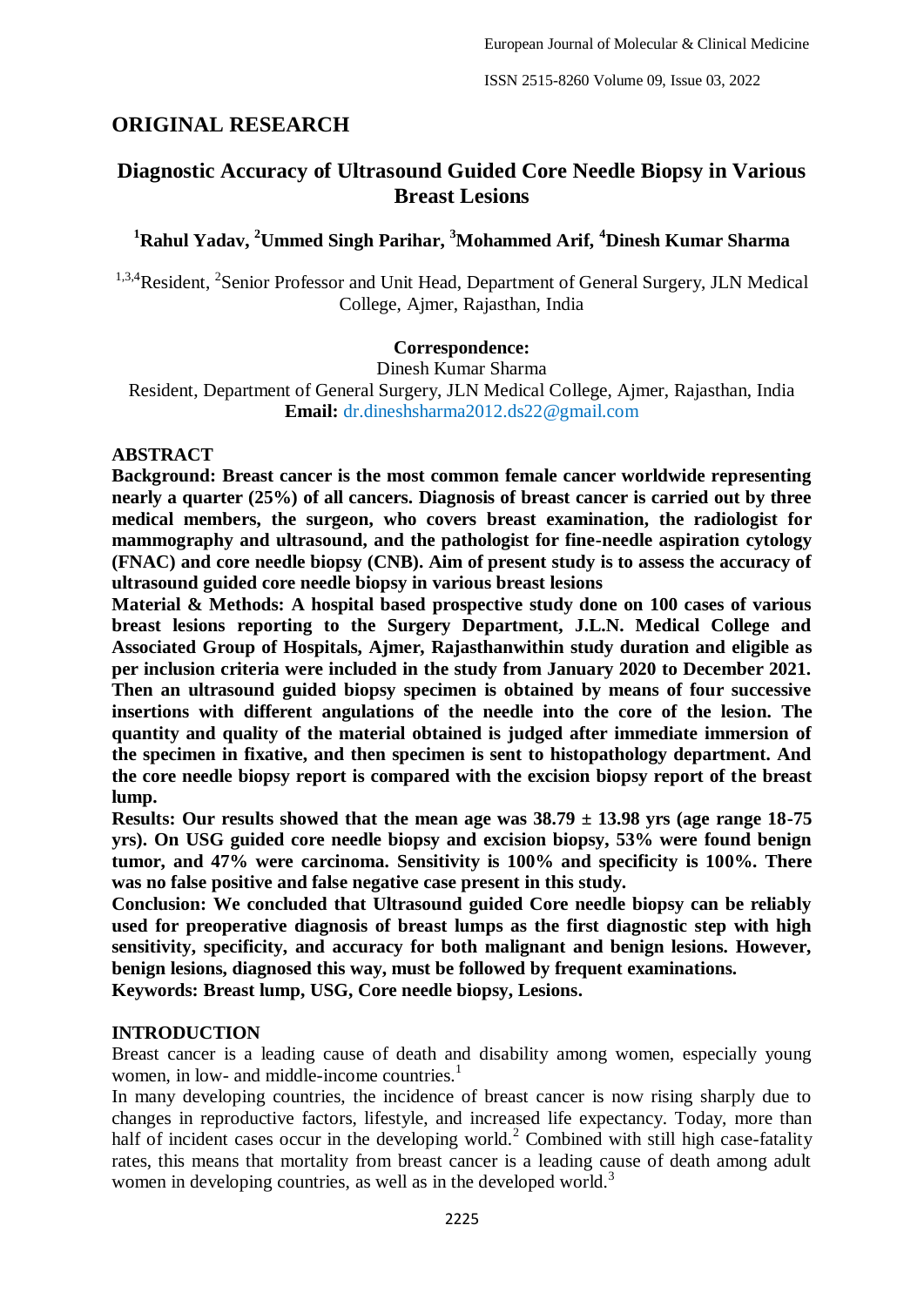## ORIGINAL RESEARCH

# Diagnostic Accuracy of Ultrasound Guided Core Needle Biopsy in Various Breast Lesions

**[1]Rahul Yadav, [2]Ummed Singh Parihar, [3]Mohammed Arif, [4]Dinesh Kumar Sharma**

[1,3,4]Resident, [2]Senior Professor and Unit Head, Department of General Surgery, JLN Medical College, Ajmer, Rajasthan, India

**Correspondence:**
Dinesh Kumar Sharma
Resident, Department of General Surgery, JLN Medical College, Ajmer, Rajasthan, India
**Email:** dr.dineshsharma2012.ds22@gmail.com

## ABSTRACT

**Background: Breast cancer is the most common female cancer worldwide representing nearly a quarter (25%) of all cancers. Diagnosis of breast cancer is carried out by three medical members, the surgeon, who covers breast examination, the radiologist for mammography and ultrasound, and the pathologist for fine-needle aspiration cytology (FNAC) and core needle biopsy (CNB). Aim of present study is to assess the accuracy of ultrasound guided core needle biopsy in various breast lesions**

**Material & Methods: A hospital based prospective study done on 100 cases of various breast lesions reporting to the Surgery Department, J.L.N. Medical College and Associated Group of Hospitals, Ajmer, Rajasthanwithin study duration and eligible as per inclusion criteria were included in the study from January 2020 to December 2021. Then an ultrasound guided biopsy specimen is obtained by means of four successive insertions with different angulations of the needle into the core of the lesion. The quantity and quality of the material obtained is judged after immediate immersion of the specimen in fixative, and then specimen is sent to histopathology department. And the core needle biopsy report is compared with the excision biopsy report of the breast lump.**

**Results: Our results showed that the mean age was 38.79 ± 13.98 yrs (age range 18-75 yrs). On USG guided core needle biopsy and excision biopsy, 53% were found benign tumor, and 47% were carcinoma. Sensitivity is 100% and specificity is 100%. There was no false positive and false negative case present in this study.**

**Conclusion: We concluded that Ultrasound guided Core needle biopsy can be reliably used for preoperative diagnosis of breast lumps as the first diagnostic step with high sensitivity, specificity, and accuracy for both malignant and benign lesions. However, benign lesions, diagnosed this way, must be followed by frequent examinations.**

**Keywords: Breast lump, USG, Core needle biopsy, Lesions.**

## INTRODUCTION

Breast cancer is a leading cause of death and disability among women, especially young women, in low- and middle-income countries.[1]

In many developing countries, the incidence of breast cancer is now rising sharply due to changes in reproductive factors, lifestyle, and increased life expectancy. Today, more than half of incident cases occur in the developing world.[2] Combined with still high case-fatality rates, this means that mortality from breast cancer is a leading cause of death among adult women in developing countries, as well as in the developed world.[3]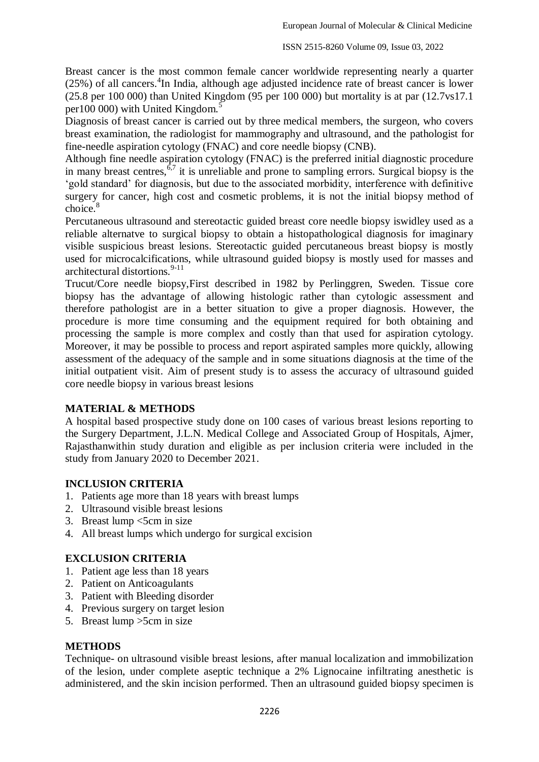Breast cancer is the most common female cancer worldwide representing nearly a quarter (25%) of all cancers.[4] In India, although age adjusted incidence rate of breast cancer is lower (25.8 per 100 000) than United Kingdom (95 per 100 000) but mortality is at par (12.7vs17.1 per100 000) with United Kingdom.[5]

Diagnosis of breast cancer is carried out by three medical members, the surgeon, who covers breast examination, the radiologist for mammography and ultrasound, and the pathologist for fine-needle aspiration cytology (FNAC) and core needle biopsy (CNB).

Although fine needle aspiration cytology (FNAC) is the preferred initial diagnostic procedure in many breast centres,[6,7] it is unreliable and prone to sampling errors. Surgical biopsy is the 'gold standard' for diagnosis, but due to the associated morbidity, interference with definitive surgery for cancer, high cost and cosmetic problems, it is not the initial biopsy method of choice.[8]

Percutaneous ultrasound and stereotactic guided breast core needle biopsy iswidley used as a reliable alternatve to surgical biopsy to obtain a histopathological diagnosis for imaginary visible suspicious breast lesions. Stereotactic guided percutaneous breast biopsy is mostly used for microcalcifications, while ultrasound guided biopsy is mostly used for masses and architectural distortions.[9-11]

Trucut/Core needle biopsy,First described in 1982 by Perlinggren, Sweden. Tissue core biopsy has the advantage of allowing histologic rather than cytologic assessment and therefore pathologist are in a better situation to give a proper diagnosis. However, the procedure is more time consuming and the equipment required for both obtaining and processing the sample is more complex and costly than that used for aspiration cytology. Moreover, it may be possible to process and report aspirated samples more quickly, allowing assessment of the adequacy of the sample and in some situations diagnosis at the time of the initial outpatient visit. Aim of present study is to assess the accuracy of ultrasound guided core needle biopsy in various breast lesions

## MATERIAL & METHODS

A hospital based prospective study done on 100 cases of various breast lesions reporting to the Surgery Department, J.L.N. Medical College and Associated Group of Hospitals, Ajmer, Rajasthanwithin study duration and eligible as per inclusion criteria were included in the study from January 2020 to December 2021.

### INCLUSION CRITERIA

1. Patients age more than 18 years with breast lumps
2. Ultrasound visible breast lesions
3. Breast lump <5cm in size
4. All breast lumps which undergo for surgical excision

### EXCLUSION CRITERIA

1. Patient age less than 18 years
2. Patient on Anticoagulants
3. Patient with Bleeding disorder
4. Previous surgery on target lesion
5. Breast lump >5cm in size

### METHODS

Technique- on ultrasound visible breast lesions, after manual localization and immobilization of the lesion, under complete aseptic technique a 2% Lignocaine infiltrating anesthetic is administered, and the skin incision performed. Then an ultrasound guided biopsy specimen is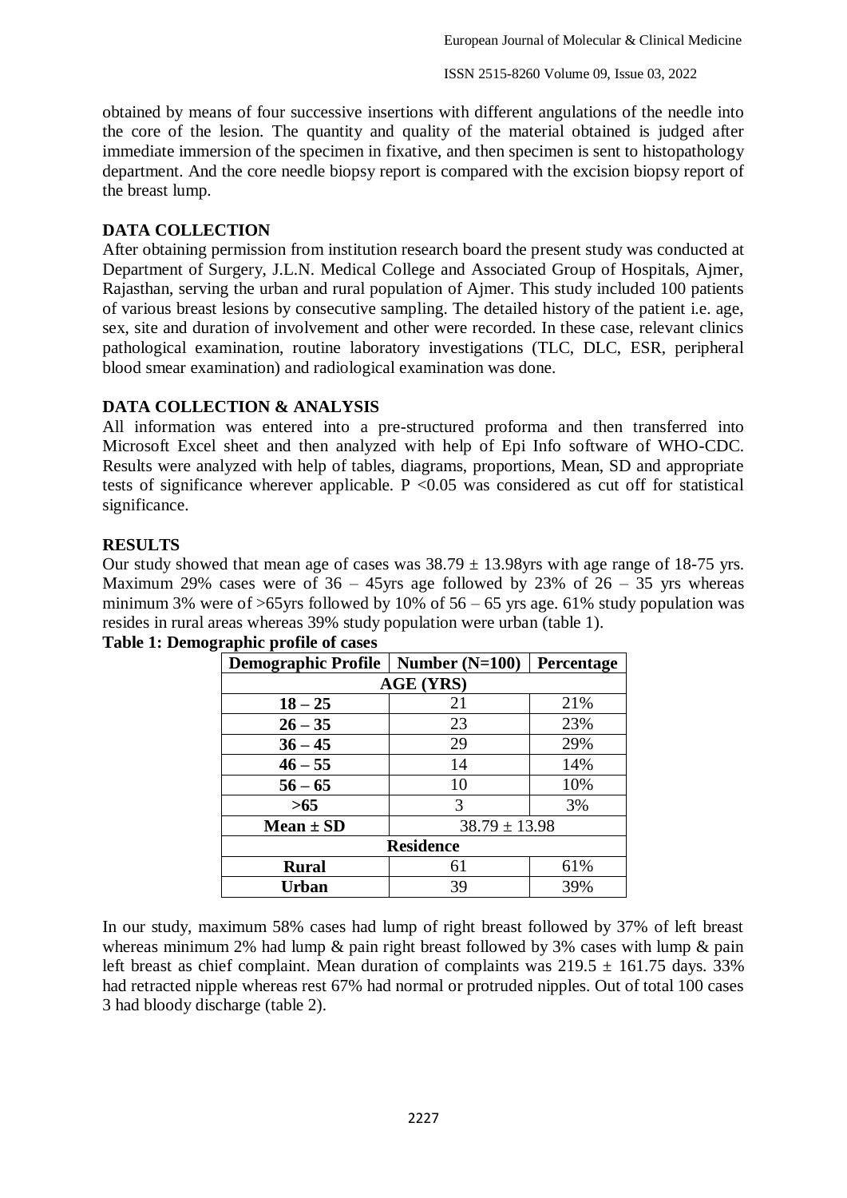obtained by means of four successive insertions with different angulations of the needle into the core of the lesion. The quantity and quality of the material obtained is judged after immediate immersion of the specimen in fixative, and then specimen is sent to histopathology department. And the core needle biopsy report is compared with the excision biopsy report of the breast lump.

## DATA COLLECTION

After obtaining permission from institution research board the present study was conducted at Department of Surgery, J.L.N. Medical College and Associated Group of Hospitals, Ajmer, Rajasthan, serving the urban and rural population of Ajmer. This study included 100 patients of various breast lesions by consecutive sampling. The detailed history of the patient i.e. age, sex, site and duration of involvement and other were recorded. In these case, relevant clinics pathological examination, routine laboratory investigations (TLC, DLC, ESR, peripheral blood smear examination) and radiological examination was done.

## DATA COLLECTION & ANALYSIS

All information was entered into a pre-structured proforma and then transferred into Microsoft Excel sheet and then analyzed with help of Epi Info software of WHO-CDC. Results were analyzed with help of tables, diagrams, proportions, Mean, SD and appropriate tests of significance wherever applicable. $P < 0.05$ was considered as cut off for statistical significance.

## RESULTS

Our study showed that mean age of cases was $38.79 \pm 13.98$yrs with age range of 18-75 yrs. Maximum 29% cases were of 36 – 45yrs age followed by 23% of 26 – 35 yrs whereas minimum 3% were of >65yrs followed by 10% of 56 – 65 yrs age. 61% study population was resides in rural areas whereas 39% study population were urban (table 1).

**Table 1: Demographic profile of cases**

| Demographic Profile | Number (N=100) | Percentage |
|---|---|---|
| **AGE (YRS)** | | |
| **18 – 25** | 21 | 21% |
| **26 – 35** | 23 | 23% |
| **36 – 45** | 29 | 29% |
| **46 – 55** | 14 | 14% |
| **56 – 65** | 10 | 10% |
| **>65** | 3 | 3% |
| **Mean ± SD** | $38.79 \pm 13.98$ | |
| **Residence** | | |
| **Rural** | 61 | 61% |
| **Urban** | 39 | 39% |

In our study, maximum 58% cases had lump of right breast followed by 37% of left breast whereas minimum 2% had lump & pain right breast followed by 3% cases with lump & pain left breast as chief complaint. Mean duration of complaints was $219.5 \pm 161.75$ days. 33% had retracted nipple whereas rest 67% had normal or protruded nipples. Out of total 100 cases 3 had bloody discharge (table 2).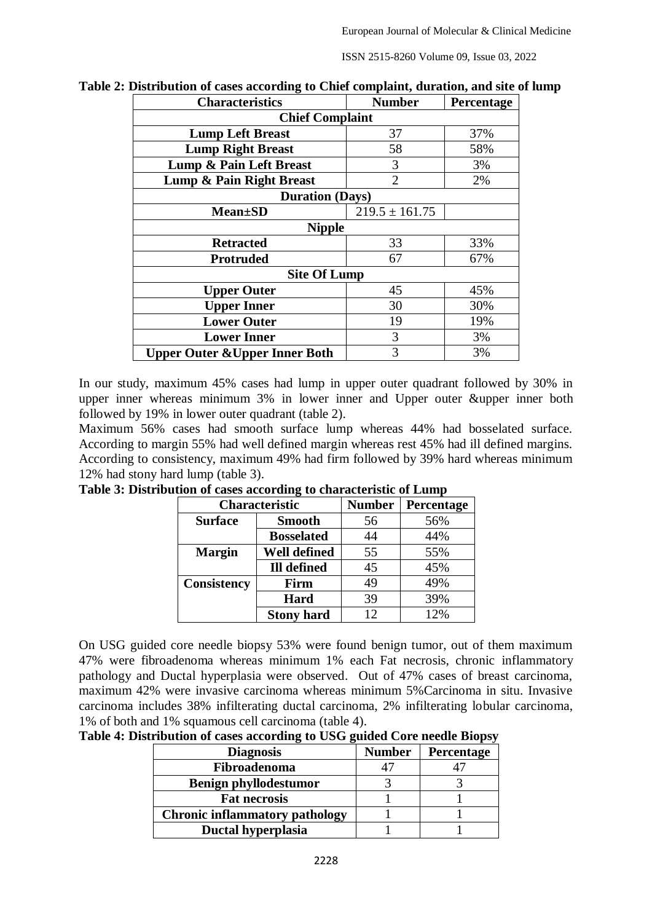**Table 2: Distribution of cases according to Chief complaint, duration, and site of lump**

| Characteristics | Number | Percentage |
|---|---|---|
| **Chief Complaint** | | |
| Lump Left Breast | 37 | 37% |
| Lump Right Breast | 58 | 58% |
| Lump & Pain Left Breast | 3 | 3% |
| Lump & Pain Right Breast | 2 | 2% |
| **Duration (Days)** | | |
| Mean±SD | 219.5 ± 161.75 | |
| **Nipple** | | |
| Retracted | 33 | 33% |
| Protruded | 67 | 67% |
| **Site Of Lump** | | |
| Upper Outer | 45 | 45% |
| Upper Inner | 30 | 30% |
| Lower Outer | 19 | 19% |
| Lower Inner | 3 | 3% |
| Upper Outer &Upper Inner Both | 3 | 3% |

In our study, maximum 45% cases had lump in upper outer quadrant followed by 30% in upper inner whereas minimum 3% in lower inner and Upper outer &upper inner both followed by 19% in lower outer quadrant (table 2).

Maximum 56% cases had smooth surface lump whereas 44% had bosselated surface. According to margin 55% had well defined margin whereas rest 45% had ill defined margins. According to consistency, maximum 49% had firm followed by 39% hard whereas minimum 12% had stony hard lump (table 3).

**Table 3: Distribution of cases according to characteristic of Lump**

| Characteristic | | Number | Percentage |
|---|---|---|---|
| Surface | Smooth | 56 | 56% |
| | Bosselated | 44 | 44% |
| Margin | Well defined | 55 | 55% |
| | Ill defined | 45 | 45% |
| Consistency | Firm | 49 | 49% |
| | Hard | 39 | 39% |
| | Stony hard | 12 | 12% |

On USG guided core needle biopsy 53% were found benign tumor, out of them maximum 47% were fibroadenoma whereas minimum 1% each Fat necrosis, chronic inflammatory pathology and Ductal hyperplasia were observed. Out of 47% cases of breast carcinoma, maximum 42% were invasive carcinoma whereas minimum 5%Carcinoma in situ. Invasive carcinoma includes 38% infilterating ductal carcinoma, 2% infilterating lobular carcinoma, 1% of both and 1% squamous cell carcinoma (table 4).

**Table 4: Distribution of cases according to USG guided Core needle Biopsy**

| Diagnosis | Number | Percentage |
|---|---|---|
| Fibroadenoma | 47 | 47 |
| Benign phyllodestumor | 3 | 3 |
| Fat necrosis | 1 | 1 |
| Chronic inflammatory pathology | 1 | 1 |
| Ductal hyperplasia | 1 | 1 |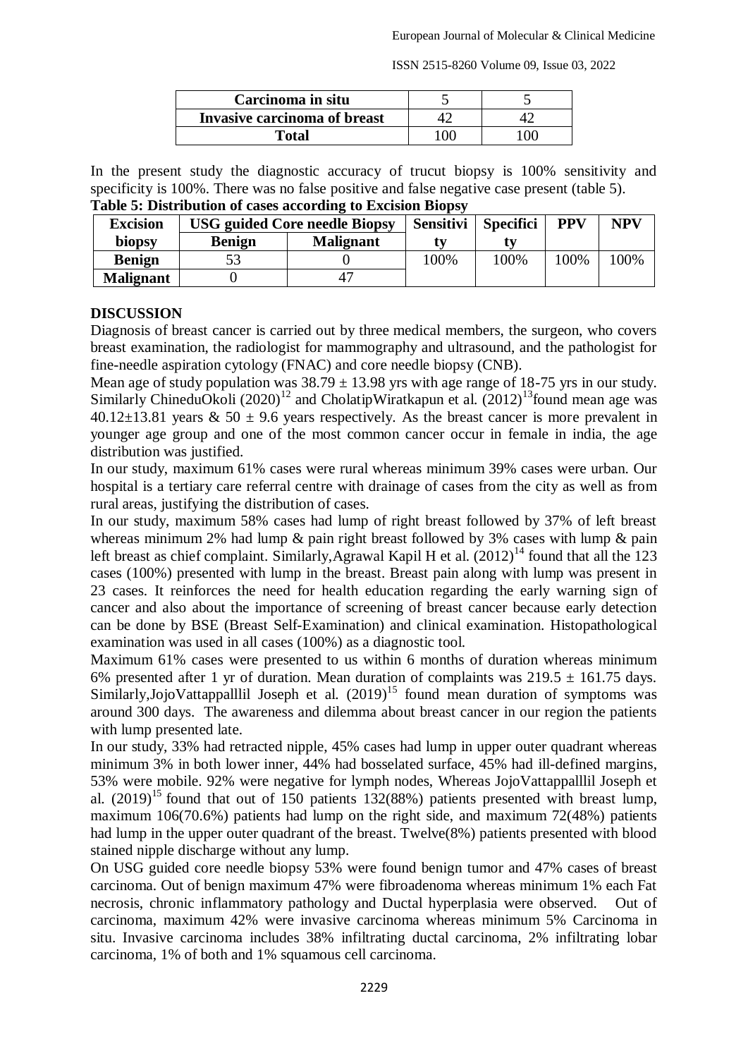| Carcinoma in situ | 5 | 5 |
|---|---|---|
| Invasive carcinoma of breast | 42 | 42 |
| Total | 100 | 100 |

In the present study the diagnostic accuracy of trucut biopsy is 100% sensitivity and specificity is 100%. There was no false positive and false negative case present (table 5).

**Table 5: Distribution of cases according to Excision Biopsy**

| Excision biopsy | USG guided Core needle Biopsy | | Sensitivity | Specificity | PPV | NPV |
|---|---|---|---|---|---|---|
| | Benign | Malignant | | | | |
| Benign | 53 | 0 | 100% | 100% | 100% | 100% |
| Malignant | 0 | 47 | | | | |

## DISCUSSION

Diagnosis of breast cancer is carried out by three medical members, the surgeon, who covers breast examination, the radiologist for mammography and ultrasound, and the pathologist for fine-needle aspiration cytology (FNAC) and core needle biopsy (CNB).

Mean age of study population was 38.79 ± 13.98 yrs with age range of 18-75 yrs in our study. Similarly ChineduOkoli (2020)[12] and CholatipWiratkapun et al. (2012)[13]found mean age was 40.12±13.81 years & 50 ± 9.6 years respectively. As the breast cancer is more prevalent in younger age group and one of the most common cancer occur in female in india, the age distribution was justified.

In our study, maximum 61% cases were rural whereas minimum 39% cases were urban. Our hospital is a tertiary care referral centre with drainage of cases from the city as well as from rural areas, justifying the distribution of cases.

In our study, maximum 58% cases had lump of right breast followed by 37% of left breast whereas minimum 2% had lump & pain right breast followed by 3% cases with lump & pain left breast as chief complaint. Similarly,Agrawal Kapil H et al. (2012)[14] found that all the 123 cases (100%) presented with lump in the breast. Breast pain along with lump was present in 23 cases. It reinforces the need for health education regarding the early warning sign of cancer and also about the importance of screening of breast cancer because early detection can be done by BSE (Breast Self-Examination) and clinical examination. Histopathological examination was used in all cases (100%) as a diagnostic tool.

Maximum 61% cases were presented to us within 6 months of duration whereas minimum 6% presented after 1 yr of duration. Mean duration of complaints was 219.5 ± 161.75 days. Similarly,JojoVattappalllil Joseph et al. (2019)[15] found mean duration of symptoms was around 300 days. The awareness and dilemma about breast cancer in our region the patients with lump presented late.

In our study, 33% had retracted nipple, 45% cases had lump in upper outer quadrant whereas minimum 3% in both lower inner, 44% had bosselated surface, 45% had ill-defined margins, 53% were mobile. 92% were negative for lymph nodes, Whereas JojoVattappalllil Joseph et al. (2019)[15] found that out of 150 patients 132(88%) patients presented with breast lump, maximum 106(70.6%) patients had lump on the right side, and maximum 72(48%) patients had lump in the upper outer quadrant of the breast. Twelve(8%) patients presented with blood stained nipple discharge without any lump.

On USG guided core needle biopsy 53% were found benign tumor and 47% cases of breast carcinoma. Out of benign maximum 47% were fibroadenoma whereas minimum 1% each Fat necrosis, chronic inflammatory pathology and Ductal hyperplasia were observed. Out of carcinoma, maximum 42% were invasive carcinoma whereas minimum 5% Carcinoma in situ. Invasive carcinoma includes 38% infiltrating ductal carcinoma, 2% infiltrating lobar carcinoma, 1% of both and 1% squamous cell carcinoma.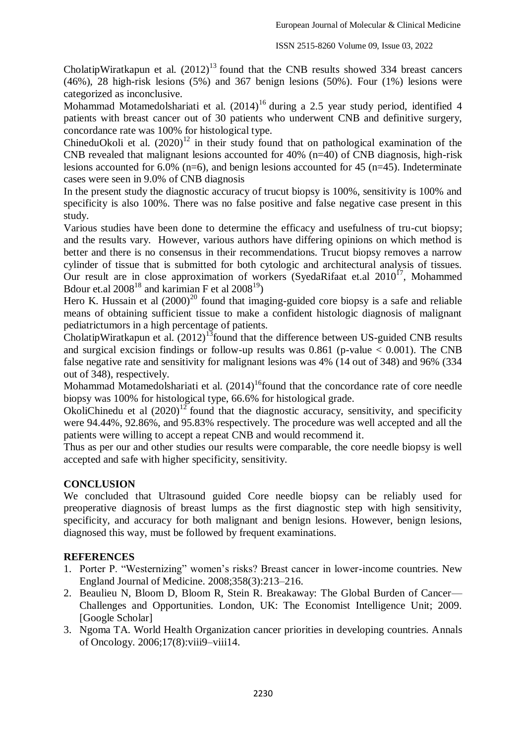CholatipWiratkapun et al. (2012)[13] found that the CNB results showed 334 breast cancers (46%), 28 high-risk lesions (5%) and 367 benign lesions (50%). Four (1%) lesions were categorized as inconclusive.

Mohammad Motamedolshariati et al. (2014)[16] during a 2.5 year study period, identified 4 patients with breast cancer out of 30 patients who underwent CNB and definitive surgery, concordance rate was 100% for histological type.

ChineduOkoli et al. (2020)[12] in their study found that on pathological examination of the CNB revealed that malignant lesions accounted for 40% (n=40) of CNB diagnosis, high-risk lesions accounted for 6.0% (n=6), and benign lesions accounted for 45 (n=45). Indeterminate cases were seen in 9.0% of CNB diagnosis

In the present study the diagnostic accuracy of trucut biopsy is 100%, sensitivity is 100% and specificity is also 100%. There was no false positive and false negative case present in this study.

Various studies have been done to determine the efficacy and usefulness of tru-cut biopsy; and the results vary. However, various authors have differing opinions on which method is better and there is no consensus in their recommendations. Trucut biopsy removes a narrow cylinder of tissue that is submitted for both cytologic and architectural analysis of tissues. Our result are in close approximation of workers (SyedaRifaat et.al 2010[17], Mohammed Bdour et.al 2008[18] and karimian F et al 2008[19])

Hero K. Hussain et al (2000)[20] found that imaging-guided core biopsy is a safe and reliable means of obtaining sufficient tissue to make a confident histologic diagnosis of malignant pediatrictumors in a high percentage of patients.

CholatipWiratkapun et al. (2012)[13]found that the difference between US-guided CNB results and surgical excision findings or follow-up results was 0.861 (p-value $< 0.001$). The CNB false negative rate and sensitivity for malignant lesions was 4% (14 out of 348) and 96% (334 out of 348), respectively.

Mohammad Motamedolshariati et al. (2014)[16]found that the concordance rate of core needle biopsy was 100% for histological type, 66.6% for histological grade.

OkoliChinedu et al (2020)[12] found that the diagnostic accuracy, sensitivity, and specificity were 94.44%, 92.86%, and 95.83% respectively. The procedure was well accepted and all the patients were willing to accept a repeat CNB and would recommend it.

Thus as per our and other studies our results were comparable, the core needle biopsy is well accepted and safe with higher specificity, sensitivity.

## CONCLUSION

We concluded that Ultrasound guided Core needle biopsy can be reliably used for preoperative diagnosis of breast lumps as the first diagnostic step with high sensitivity, specificity, and accuracy for both malignant and benign lesions. However, benign lesions, diagnosed this way, must be followed by frequent examinations.

## REFERENCES

1. Porter P. "Westernizing" women's risks? Breast cancer in lower-income countries. New England Journal of Medicine. 2008;358(3):213–216.
2. Beaulieu N, Bloom D, Bloom R, Stein R. Breakaway: The Global Burden of Cancer—Challenges and Opportunities. London, UK: The Economist Intelligence Unit; 2009. [Google Scholar]
3. Ngoma TA. World Health Organization cancer priorities in developing countries. Annals of Oncology. 2006;17(8):viii9–viii14.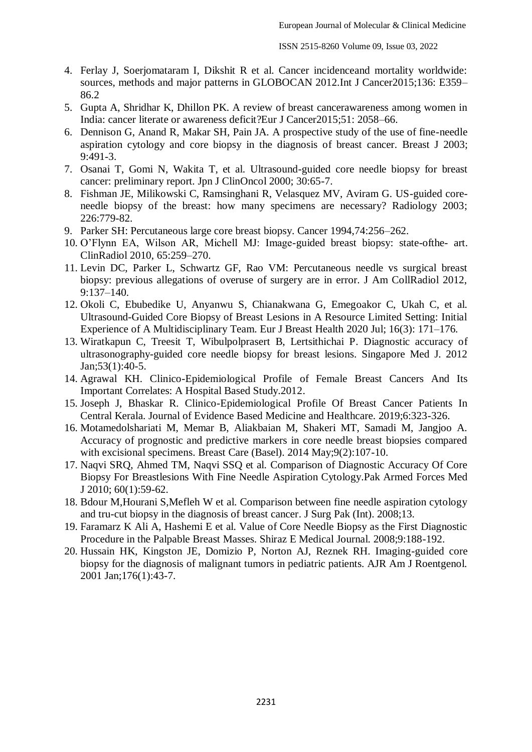4. Ferlay J, Soerjomataram I, Dikshit R et al. Cancer incidenceand mortality worldwide: sources, methods and major patterns in GLOBOCAN 2012.Int J Cancer2015;136: E359–86.2
5. Gupta A, Shridhar K, Dhillon PK. A review of breast cancerawareness among women in India: cancer literate or awareness deficit?Eur J Cancer2015;51: 2058–66.
6. Dennison G, Anand R, Makar SH, Pain JA. A prospective study of the use of fine-needle aspiration cytology and core biopsy in the diagnosis of breast cancer. Breast J 2003; 9:491-3.
7. Osanai T, Gomi N, Wakita T, et al. Ultrasound-guided core needle biopsy for breast cancer: preliminary report. Jpn J ClinOncol 2000; 30:65-7.
8. Fishman JE, Milikowski C, Ramsinghani R, Velasquez MV, Aviram G. US-guided core-needle biopsy of the breast: how many specimens are necessary? Radiology 2003; 226:779-82.
9. Parker SH: Percutaneous large core breast biopsy. Cancer 1994,74:256–262.
10. O'Flynn EA, Wilson AR, Michell MJ: Image-guided breast biopsy: state-ofthe- art. ClinRadiol 2010, 65:259–270.
11. Levin DC, Parker L, Schwartz GF, Rao VM: Percutaneous needle vs surgical breast biopsy: previous allegations of overuse of surgery are in error. J Am CollRadiol 2012, 9:137–140.
12. Okoli C, Ebubedike U, Anyanwu S, Chianakwana G, Emegoakor C, Ukah C, et al. Ultrasound-Guided Core Biopsy of Breast Lesions in A Resource Limited Setting: Initial Experience of A Multidisciplinary Team. Eur J Breast Health 2020 Jul; 16(3): 171–176.
13. Wiratkapun C, Treesit T, Wibulpolprasert B, Lertsithichai P. Diagnostic accuracy of ultrasonography-guided core needle biopsy for breast lesions. Singapore Med J. 2012 Jan;53(1):40-5.
14. Agrawal KH. Clinico-Epidemiological Profile of Female Breast Cancers And Its Important Correlates: A Hospital Based Study.2012.
15. Joseph J, Bhaskar R. Clinico-Epidemiological Profile Of Breast Cancer Patients In Central Kerala. Journal of Evidence Based Medicine and Healthcare. 2019;6:323-326.
16. Motamedolshariati M, Memar B, Aliakbaian M, Shakeri MT, Samadi M, Jangjoo A. Accuracy of prognostic and predictive markers in core needle breast biopsies compared with excisional specimens. Breast Care (Basel). 2014 May;9(2):107-10.
17. Naqvi SRQ, Ahmed TM, Naqvi SSQ et al. Comparison of Diagnostic Accuracy Of Core Biopsy For Breastlesions With Fine Needle Aspiration Cytology.Pak Armed Forces Med J 2010; 60(1):59-62.
18. Bdour M,Hourani S,Mefleh W et al. Comparison between fine needle aspiration cytology and tru-cut biopsy in the diagnosis of breast cancer. J Surg Pak (Int). 2008;13.
19. Faramarz K Ali A, Hashemi E et al. Value of Core Needle Biopsy as the First Diagnostic Procedure in the Palpable Breast Masses. Shiraz E Medical Journal. 2008;9:188-192.
20. Hussain HK, Kingston JE, Domizio P, Norton AJ, Reznek RH. Imaging-guided core biopsy for the diagnosis of malignant tumors in pediatric patients. AJR Am J Roentgenol. 2001 Jan;176(1):43-7.